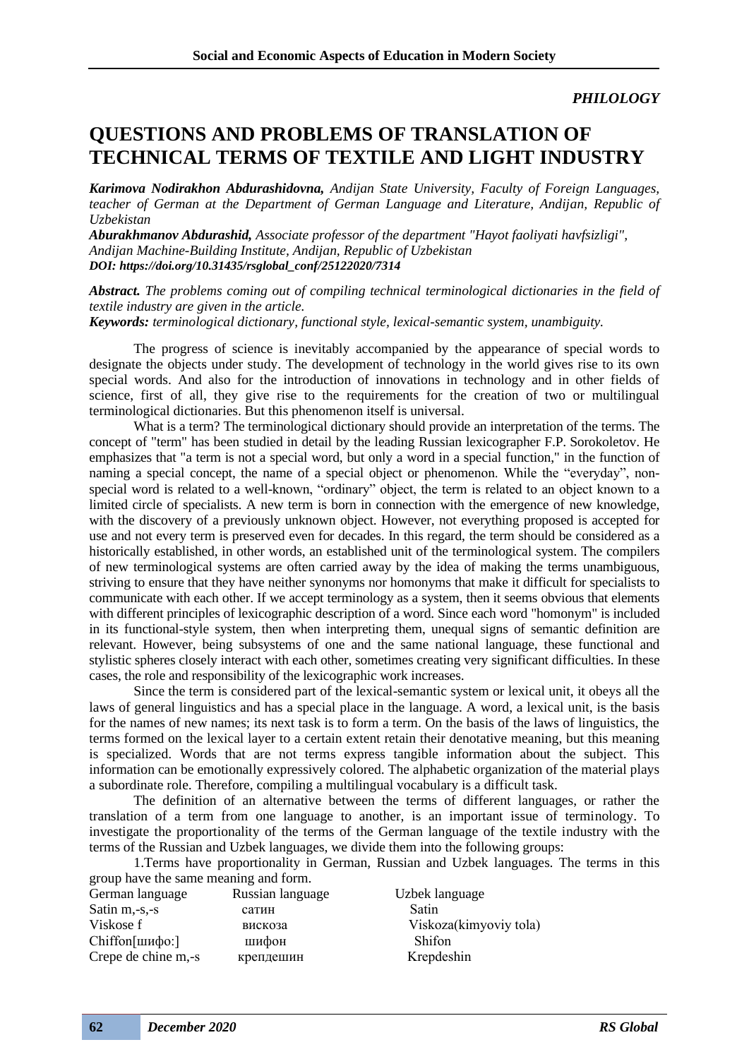*PHILOLOGY*

# QUESTIONS AND PROBLEMS OF TRANSLATION OF TECHNICAL TERMS OF TEXTILE AND LIGHT INDUSTRY

***Karimova Nodirakhon Abdurashidovna,*** *Andijan State University, Faculty of Foreign Languages, teacher of German at the Department of German Language and Literature, Andijan, Republic of Uzbekistan*

***Aburakhmanov Abdurashid,*** *Associate professor of the department "Hayot faoliyati havfsizligi", Andijan Machine-Building Institute, Andijan, Republic of Uzbekistan*

***DOI: https://doi.org/10.31435/rsglobal_conf/25122020/7314***

***Abstract.*** *The problems coming out of compiling technical terminological dictionaries in the field of textile industry are given in the article.*

***Keywords:*** *terminological dictionary, functional style, lexical-semantic system, unambiguity.*

The progress of science is inevitably accompanied by the appearance of special words to designate the objects under study. The development of technology in the world gives rise to its own special words. And also for the introduction of innovations in technology and in other fields of science, first of all, they give rise to the requirements for the creation of two or multilingual terminological dictionaries. But this phenomenon itself is universal.

What is a term? The terminological dictionary should provide an interpretation of the terms. The concept of "term" has been studied in detail by the leading Russian lexicographer F.P. Sorokoletov. He emphasizes that "a term is not a special word, but only a word in a special function," in the function of naming a special concept, the name of a special object or phenomenon. While the "everyday", non-special word is related to a well-known, "ordinary" object, the term is related to an object known to a limited circle of specialists. A new term is born in connection with the emergence of new knowledge, with the discovery of a previously unknown object. However, not everything proposed is accepted for use and not every term is preserved even for decades. In this regard, the term should be considered as a historically established, in other words, an established unit of the terminological system. The compilers of new terminological systems are often carried away by the idea of making the terms unambiguous, striving to ensure that they have neither synonyms nor homonyms that make it difficult for specialists to communicate with each other. If we accept terminology as a system, then it seems obvious that elements with different principles of lexicographic description of a word. Since each word "homonym" is included in its functional-style system, then when interpreting them, unequal signs of semantic definition are relevant. However, being subsystems of one and the same national language, these functional and stylistic spheres closely interact with each other, sometimes creating very significant difficulties. In these cases, the role and responsibility of the lexicographic work increases.

Since the term is considered part of the lexical-semantic system or lexical unit, it obeys all the laws of general linguistics and has a special place in the language. A word, a lexical unit, is the basis for the names of new names; its next task is to form a term. On the basis of the laws of linguistics, the terms formed on the lexical layer to a certain extent retain their denotative meaning, but this meaning is specialized. Words that are not terms express tangible information about the subject. This information can be emotionally expressively colored. The alphabetic organization of the material plays a subordinate role. Therefore, compiling a multilingual vocabulary is a difficult task.

The definition of an alternative between the terms of different languages, or rather the translation of a term from one language to another, is an important issue of terminology. To investigate the proportionality of the terms of the German language of the textile industry with the terms of the Russian and Uzbek languages, we divide them into the following groups:

1.Terms have proportionality in German, Russian and Uzbek languages. The terms in this group have the same meaning and form.

| German language | Russian language | Uzbek language |
|---|---|---|
| Satin m,-s,-s | сатин | Satin |
| Viskose f | вискоза | Viskoza(kimyoviy tola) |
| Chiffon[шифо:] | шифон | Shifon |
| Crepe de chine m,-s | крепдешин | Krepdeshin |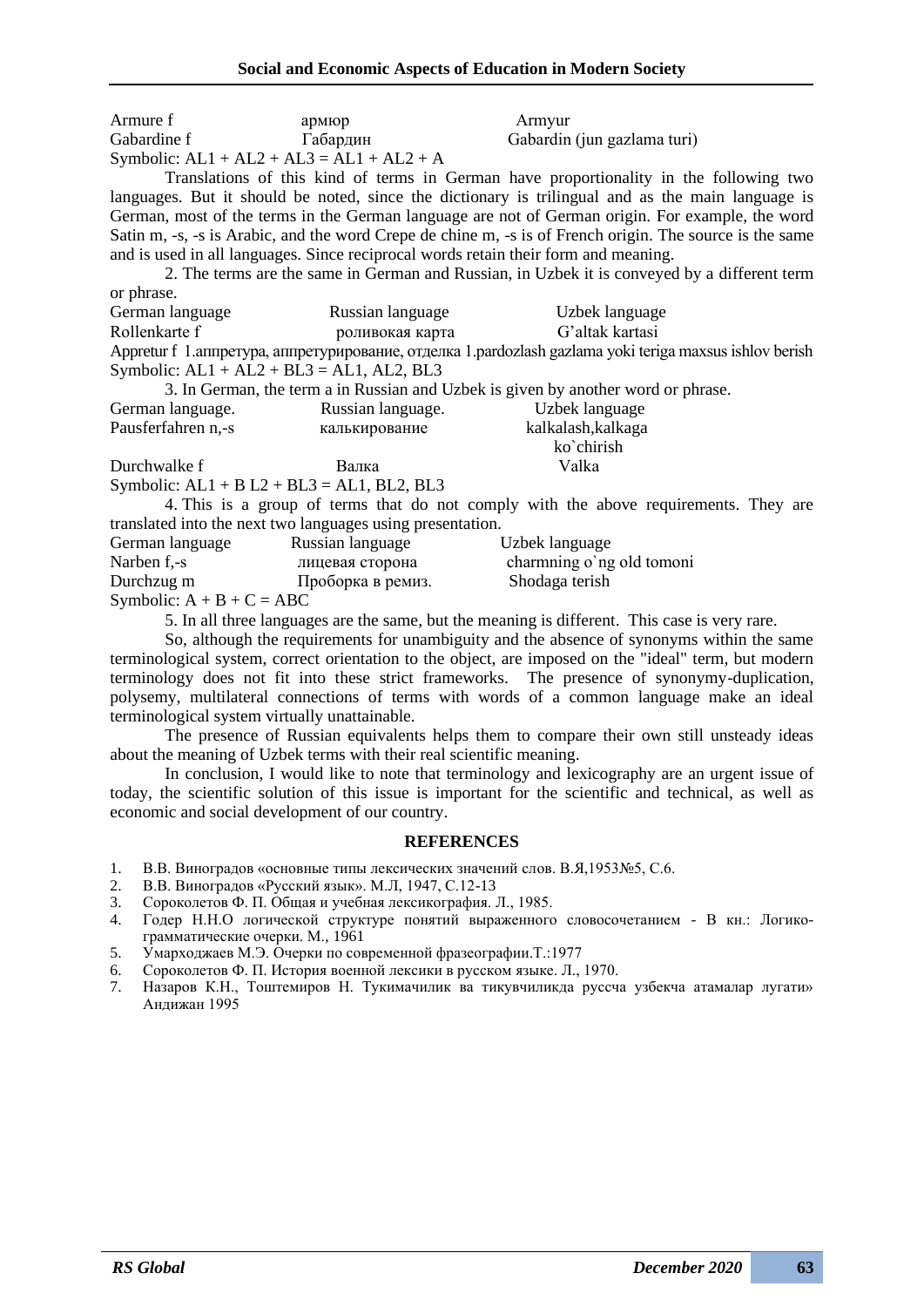| | | |
|---|---|---|
| Armure f | армюр | Armyur |
| Gabardine f | Габардин | Gabardin (jun gazlama turi) |

Symbolic: AL1 + AL2 + AL3 = AL1 + AL2 + A

Translations of this kind of terms in German have proportionality in the following two languages. But it should be noted, since the dictionary is trilingual and as the main language is German, most of the terms in the German language are not of German origin. For example, the word Satin m, -s, -s is Arabic, and the word Crepe de chine m, -s is of French origin. The source is the same and is used in all languages. Since reciprocal words retain their form and meaning.

2. The terms are the same in German and Russian, in Uzbek it is conveyed by a different term or phrase.

| German language | Russian language | Uzbek language |
|---|---|---|
| Rollenkarte f | роливокая карта | G'altak kartasi |

Appretur f 1.аппретура, аппретурирование, отделка 1.pardozlash gazlama yoki teriga maxsus ishlov berish

Symbolic: AL1 + AL2 + BL3 = AL1, AL2, BL3

3. In German, the term a in Russian and Uzbek is given by another word or phrase.

| German language. | Russian language. | Uzbek language |
|---|---|---|
| Pausferfahren n,-s | калькирование | kalkalash,kalkaga ko`chirish |
| Durchwalke f | Валка | Valka |

Symbolic: AL1 + B L2 + BL3 = AL1, BL2, BL3

4. This is a group of terms that do not comply with the above requirements. They are translated into the next two languages using presentation.

| German language | Russian language | Uzbek language |
|---|---|---|
| Narben f,-s | лицевая сторона | charmning o`ng old tomoni |
| Durchzug m | Проборка в ремиз. | Shodaga terish |

Symbolic: A + B + C = ABC

5. In all three languages are the same, but the meaning is different. This case is very rare.

So, although the requirements for unambiguity and the absence of synonyms within the same terminological system, correct orientation to the object, are imposed on the "ideal" term, but modern terminology does not fit into these strict frameworks. The presence of synonymy-duplication, polysemy, multilateral connections of terms with words of a common language make an ideal terminological system virtually unattainable.

The presence of Russian equivalents helps them to compare their own still unsteady ideas about the meaning of Uzbek terms with their real scientific meaning.

In conclusion, I would like to note that terminology and lexicography are an urgent issue of today, the scientific solution of this issue is important for the scientific and technical, as well as economic and social development of our country.

## REFERENCES

1. В.В. Виноградов «основные типы лексических значений слов. В.Я,1953№5, С.6.
2. В.В. Виноградов «Русский язык». М.Л, 1947, С.12-13
3. Сороколетов Ф. П. Общая и учебная лексикография. Л., 1985.
4. Годер Н.Н.О логической структуре понятий выраженного словосочетанием - В кн.: Логико-грамматические очерки. М., 1961
5. Умарходжаев М.Э. Очерки по современной фразеографии.Т.:1977
6. Сороколетов Ф. П. История военной лексики в русском языке. Л., 1970.
7. Назаров К.Н., Тоштемиров Н. Тукимачилик ва тикувчиликда руссча узбекча атамалар лугати» Андижан 1995